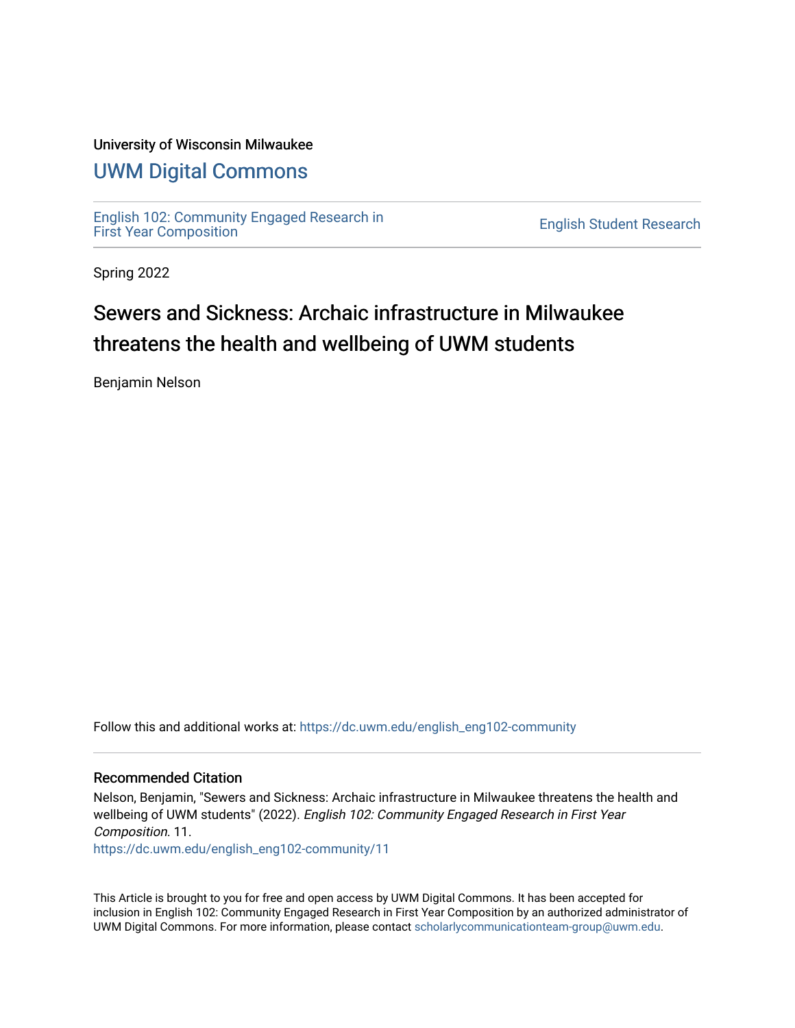University of Wisconsin Milwaukee

# UWM Digital Commons

English 102: Community Engaged Research in First Year Composition

English Student Research

Spring 2022

# Sewers and Sickness: Archaic infrastructure in Milwaukee threatens the health and wellbeing of UWM students

Benjamin Nelson

Follow this and additional works at: https://dc.uwm.edu/english_eng102-community

### Recommended Citation

Nelson, Benjamin, "Sewers and Sickness: Archaic infrastructure in Milwaukee threatens the health and wellbeing of UWM students" (2022). *English 102: Community Engaged Research in First Year Composition*. 11.
https://dc.uwm.edu/english_eng102-community/11

This Article is brought to you for free and open access by UWM Digital Commons. It has been accepted for inclusion in English 102: Community Engaged Research in First Year Composition by an authorized administrator of UWM Digital Commons. For more information, please contact scholarlycommunicationteam-group@uwm.edu.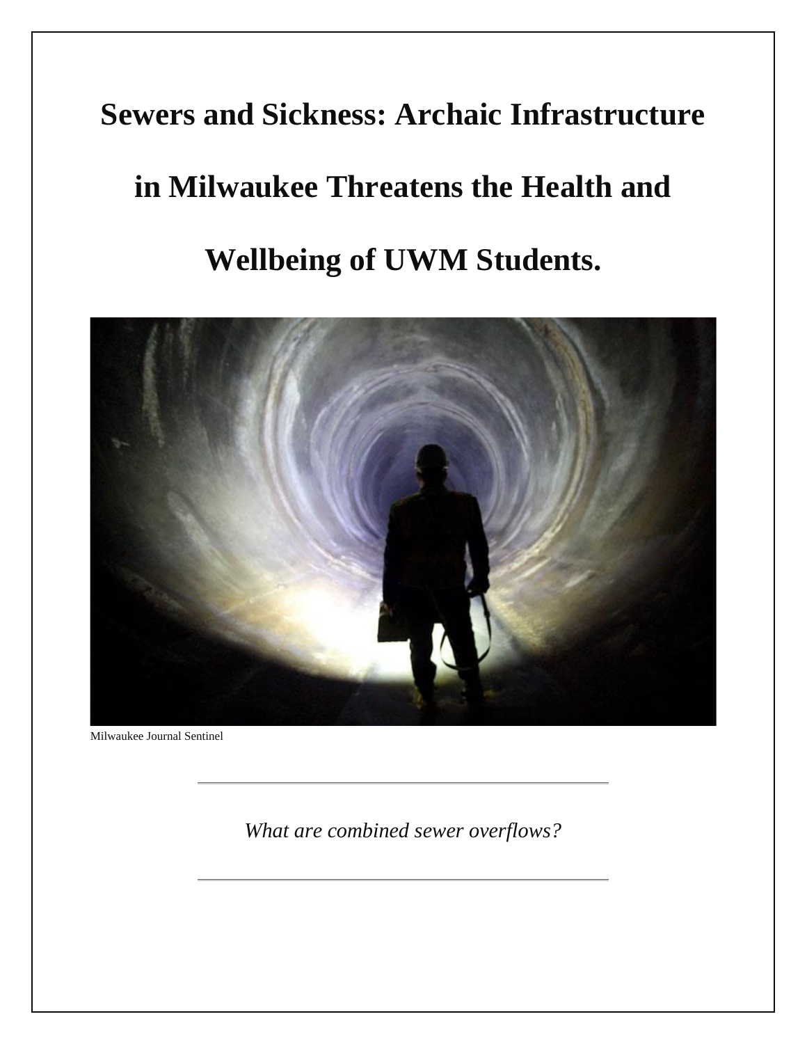# Sewers and Sickness: Archaic Infrastructure in Milwaukee Threatens the Health and Wellbeing of UWM Students.

Milwaukee Journal Sentinel

---

*What are combined sewer overflows?*

---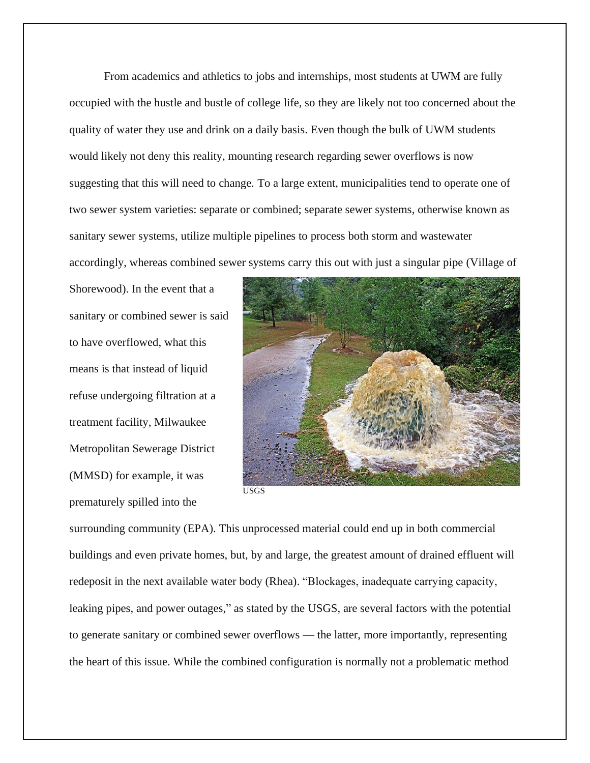From academics and athletics to jobs and internships, most students at UWM are fully occupied with the hustle and bustle of college life, so they are likely not too concerned about the quality of water they use and drink on a daily basis. Even though the bulk of UWM students would likely not deny this reality, mounting research regarding sewer overflows is now suggesting that this will need to change. To a large extent, municipalities tend to operate one of two sewer system varieties: separate or combined; separate sewer systems, otherwise known as sanitary sewer systems, utilize multiple pipelines to process both storm and wastewater accordingly, whereas combined sewer systems carry this out with just a singular pipe (Village of Shorewood). In the event that a sanitary or combined sewer is said to have overflowed, what this means is that instead of liquid refuse undergoing filtration at a treatment facility, Milwaukee Metropolitan Sewerage District (MMSD) for example, it was prematurely spilled into the surrounding community (EPA). This unprocessed material could end up in both commercial buildings and even private homes, but, by and large, the greatest amount of drained effluent will redeposit in the next available water body (Rhea). "Blockages, inadequate carrying capacity, leaking pipes, and power outages," as stated by the USGS, are several factors with the potential to generate sanitary or combined sewer overflows — the latter, more importantly, representing the heart of this issue. While the combined configuration is normally not a problematic method

USGS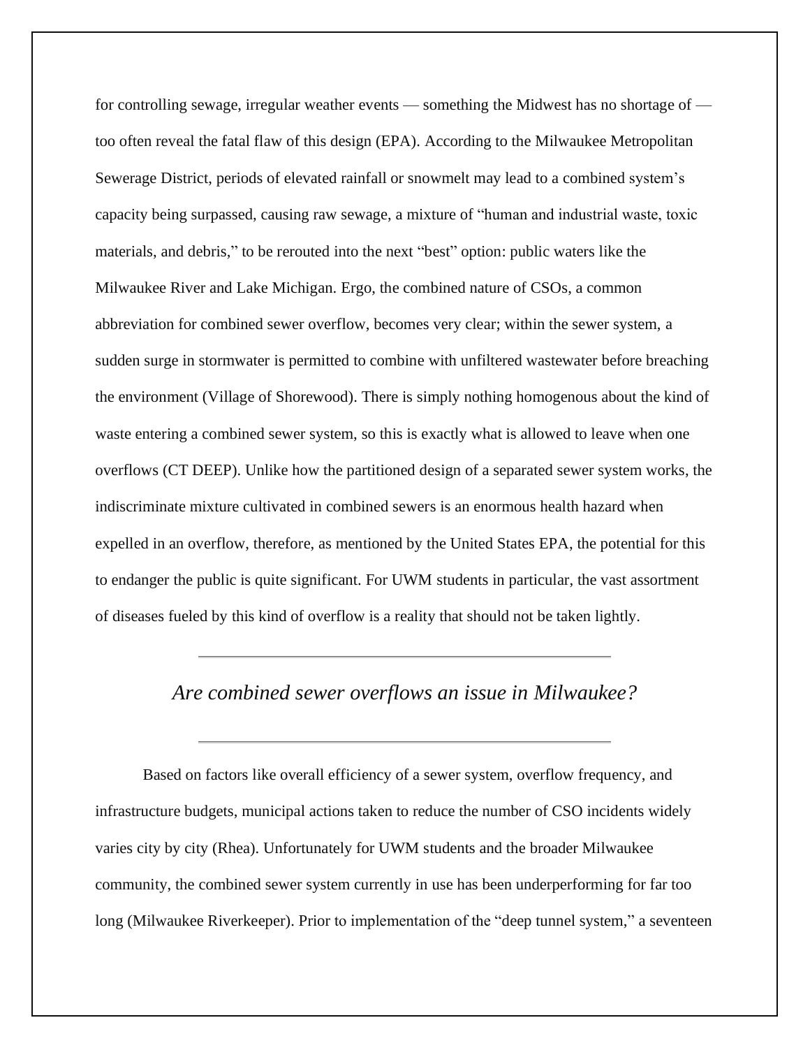for controlling sewage, irregular weather events — something the Midwest has no shortage of — too often reveal the fatal flaw of this design (EPA). According to the Milwaukee Metropolitan Sewerage District, periods of elevated rainfall or snowmelt may lead to a combined system's capacity being surpassed, causing raw sewage, a mixture of "human and industrial waste, toxic materials, and debris," to be rerouted into the next "best" option: public waters like the Milwaukee River and Lake Michigan. Ergo, the combined nature of CSOs, a common abbreviation for combined sewer overflow, becomes very clear; within the sewer system, a sudden surge in stormwater is permitted to combine with unfiltered wastewater before breaching the environment (Village of Shorewood). There is simply nothing homogenous about the kind of waste entering a combined sewer system, so this is exactly what is allowed to leave when one overflows (CT DEEP). Unlike how the partitioned design of a separated sewer system works, the indiscriminate mixture cultivated in combined sewers is an enormous health hazard when expelled in an overflow, therefore, as mentioned by the United States EPA, the potential for this to endanger the public is quite significant. For UWM students in particular, the vast assortment of diseases fueled by this kind of overflow is a reality that should not be taken lightly.

---

## *Are combined sewer overflows an issue in Milwaukee?*

---

Based on factors like overall efficiency of a sewer system, overflow frequency, and infrastructure budgets, municipal actions taken to reduce the number of CSO incidents widely varies city by city (Rhea). Unfortunately for UWM students and the broader Milwaukee community, the combined sewer system currently in use has been underperforming for far too long (Milwaukee Riverkeeper). Prior to implementation of the "deep tunnel system," a seventeen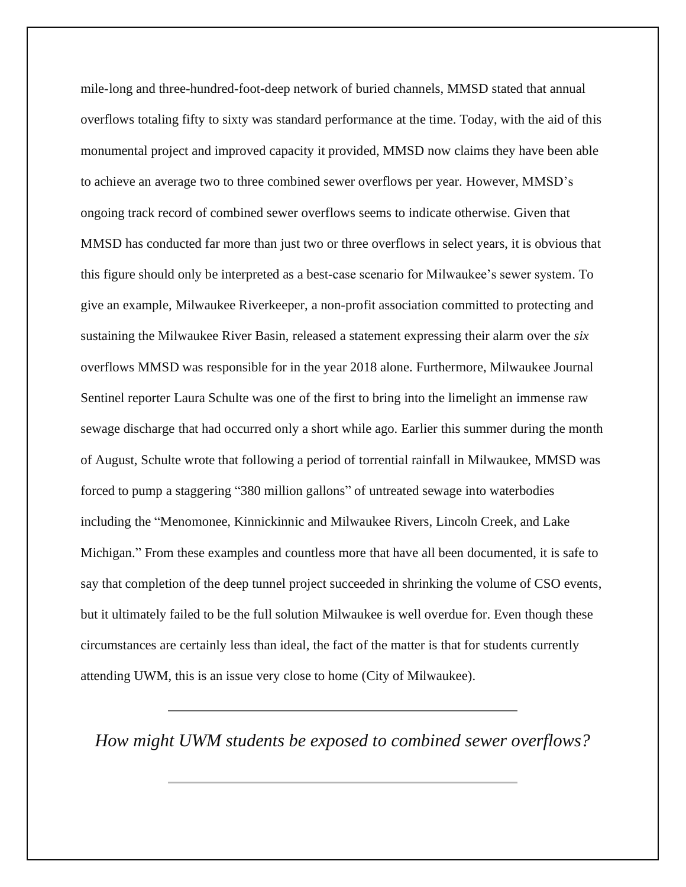mile-long and three-hundred-foot-deep network of buried channels, MMSD stated that annual overflows totaling fifty to sixty was standard performance at the time. Today, with the aid of this monumental project and improved capacity it provided, MMSD now claims they have been able to achieve an average two to three combined sewer overflows per year. However, MMSD's ongoing track record of combined sewer overflows seems to indicate otherwise. Given that MMSD has conducted far more than just two or three overflows in select years, it is obvious that this figure should only be interpreted as a best-case scenario for Milwaukee's sewer system. To give an example, Milwaukee Riverkeeper, a non-profit association committed to protecting and sustaining the Milwaukee River Basin, released a statement expressing their alarm over the *six* overflows MMSD was responsible for in the year 2018 alone. Furthermore, Milwaukee Journal Sentinel reporter Laura Schulte was one of the first to bring into the limelight an immense raw sewage discharge that had occurred only a short while ago. Earlier this summer during the month of August, Schulte wrote that following a period of torrential rainfall in Milwaukee, MMSD was forced to pump a staggering "380 million gallons" of untreated sewage into waterbodies including the "Menomonee, Kinnickinnic and Milwaukee Rivers, Lincoln Creek, and Lake Michigan." From these examples and countless more that have all been documented, it is safe to say that completion of the deep tunnel project succeeded in shrinking the volume of CSO events, but it ultimately failed to be the full solution Milwaukee is well overdue for. Even though these circumstances are certainly less than ideal, the fact of the matter is that for students currently attending UWM, this is an issue very close to home (City of Milwaukee).

---

## *How might UWM students be exposed to combined sewer overflows?*

---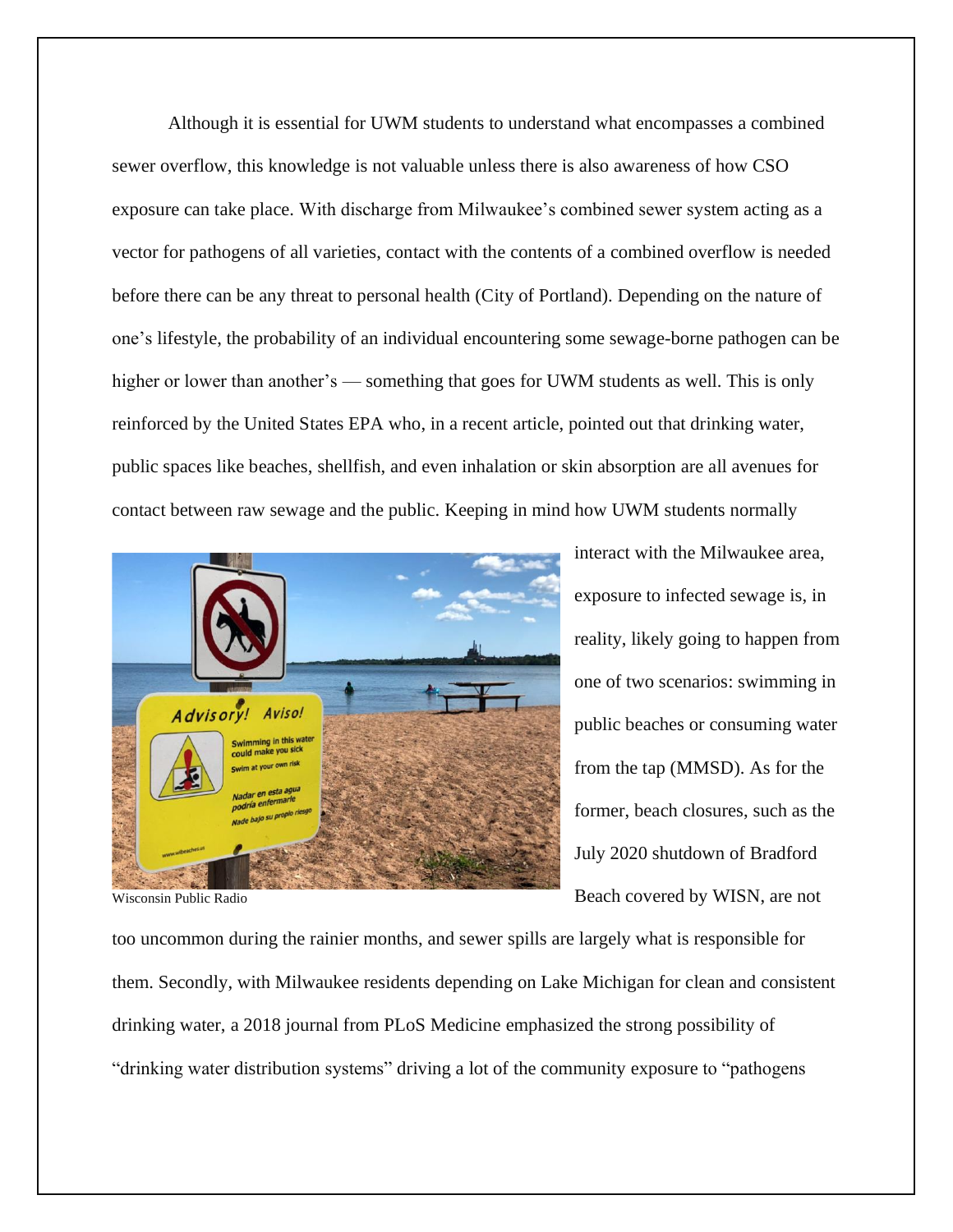Although it is essential for UWM students to understand what encompasses a combined sewer overflow, this knowledge is not valuable unless there is also awareness of how CSO exposure can take place. With discharge from Milwaukee's combined sewer system acting as a vector for pathogens of all varieties, contact with the contents of a combined overflow is needed before there can be any threat to personal health (City of Portland). Depending on the nature of one's lifestyle, the probability of an individual encountering some sewage-borne pathogen can be higher or lower than another's — something that goes for UWM students as well. This is only reinforced by the United States EPA who, in a recent article, pointed out that drinking water, public spaces like beaches, shellfish, and even inhalation or skin absorption are all avenues for contact between raw sewage and the public. Keeping in mind how UWM students normally interact with the Milwaukee area, exposure to infected sewage is, in reality, likely going to happen from one of two scenarios: swimming in public beaches or consuming water from the tap (MMSD). As for the former, beach closures, such as the July 2020 shutdown of Bradford Beach covered by WISN, are not too uncommon during the rainier months, and sewer spills are largely what is responsible for them. Secondly, with Milwaukee residents depending on Lake Michigan for clean and consistent drinking water, a 2018 journal from PLoS Medicine emphasized the strong possibility of "drinking water distribution systems" driving a lot of the community exposure to "pathogens

Wisconsin Public Radio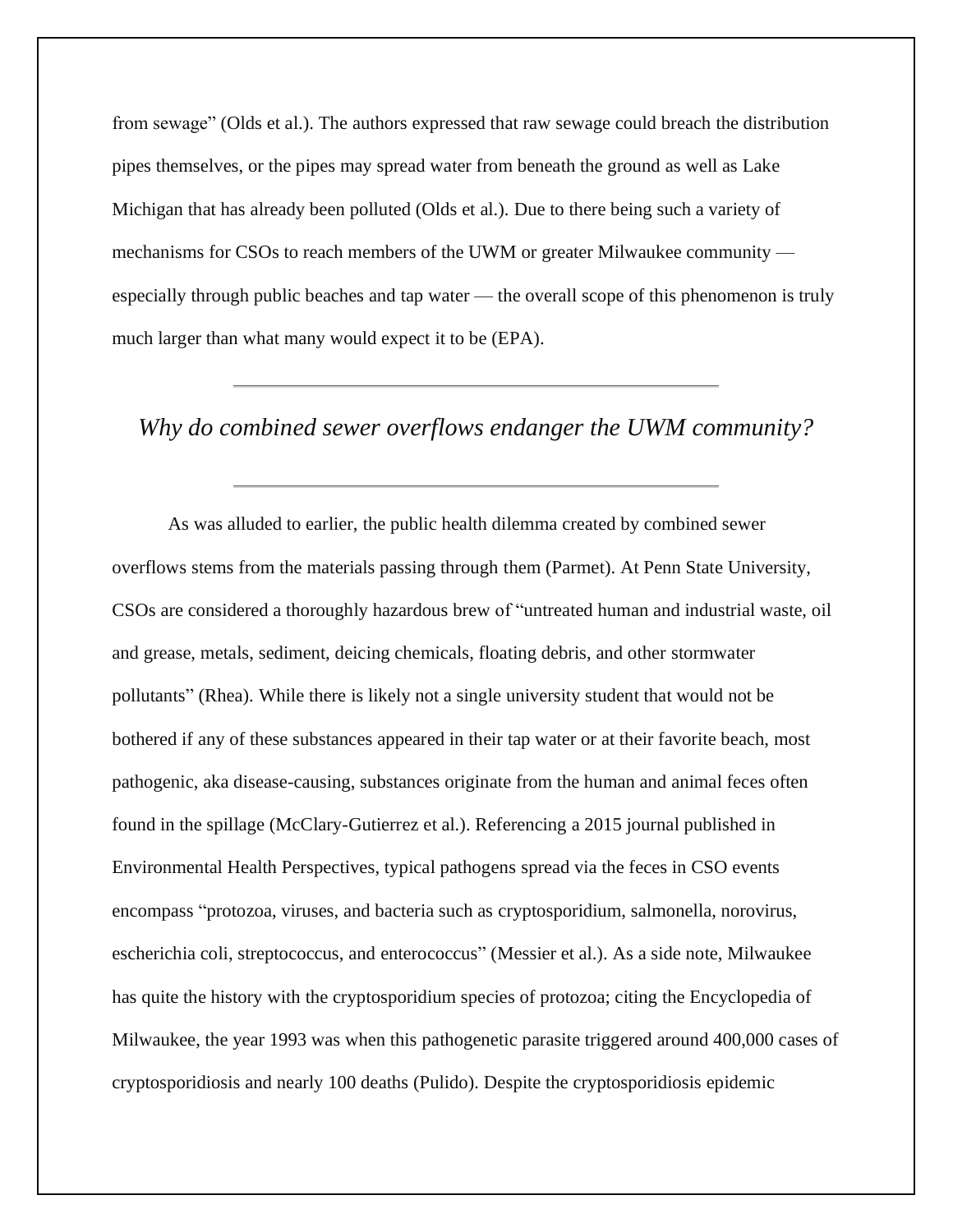from sewage" (Olds et al.). The authors expressed that raw sewage could breach the distribution pipes themselves, or the pipes may spread water from beneath the ground as well as Lake Michigan that has already been polluted (Olds et al.). Due to there being such a variety of mechanisms for CSOs to reach members of the UWM or greater Milwaukee community — especially through public beaches and tap water — the overall scope of this phenomenon is truly much larger than what many would expect it to be (EPA).

---

## *Why do combined sewer overflows endanger the UWM community?*

---

As was alluded to earlier, the public health dilemma created by combined sewer overflows stems from the materials passing through them (Parmet). At Penn State University, CSOs are considered a thoroughly hazardous brew of "untreated human and industrial waste, oil and grease, metals, sediment, deicing chemicals, floating debris, and other stormwater pollutants" (Rhea). While there is likely not a single university student that would not be bothered if any of these substances appeared in their tap water or at their favorite beach, most pathogenic, aka disease-causing, substances originate from the human and animal feces often found in the spillage (McClary-Gutierrez et al.). Referencing a 2015 journal published in Environmental Health Perspectives, typical pathogens spread via the feces in CSO events encompass "protozoa, viruses, and bacteria such as cryptosporidium, salmonella, norovirus, escherichia coli, streptococcus, and enterococcus" (Messier et al.). As a side note, Milwaukee has quite the history with the cryptosporidium species of protozoa; citing the Encyclopedia of Milwaukee, the year 1993 was when this pathogenetic parasite triggered around 400,000 cases of cryptosporidiosis and nearly 100 deaths (Pulido). Despite the cryptosporidiosis epidemic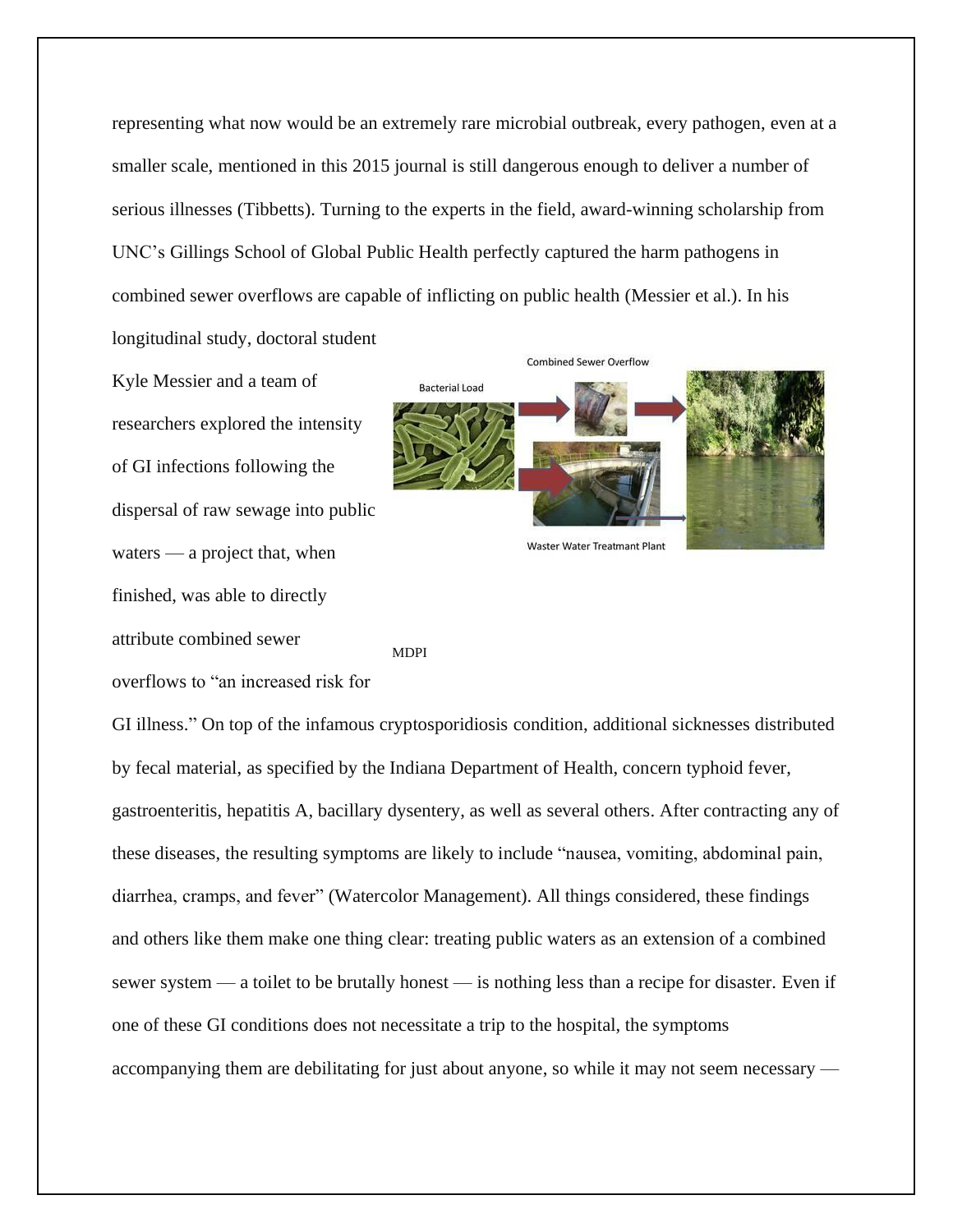representing what now would be an extremely rare microbial outbreak, every pathogen, even at a smaller scale, mentioned in this 2015 journal is still dangerous enough to deliver a number of serious illnesses (Tibbetts). Turning to the experts in the field, award-winning scholarship from UNC's Gillings School of Global Public Health perfectly captured the harm pathogens in combined sewer overflows are capable of inflicting on public health (Messier et al.). In his longitudinal study, doctoral student Kyle Messier and a team of researchers explored the intensity of GI infections following the dispersal of raw sewage into public waters — a project that, when finished, was able to directly attribute combined sewer overflows to "an increased risk for GI illness." On top of the infamous cryptosporidiosis condition, additional sicknesses distributed by fecal material, as specified by the Indiana Department of Health, concern typhoid fever, gastroenteritis, hepatitis A, bacillary dysentery, as well as several others. After contracting any of these diseases, the resulting symptoms are likely to include "nausea, vomiting, abdominal pain, diarrhea, cramps, and fever" (Watercolor Management). All things considered, these findings and others like them make one thing clear: treating public waters as an extension of a combined sewer system — a toilet to be brutally honest — is nothing less than a recipe for disaster. Even if one of these GI conditions does not necessitate a trip to the hospital, the symptoms accompanying them are debilitating for just about anyone, so while it may not seem necessary —

MDPI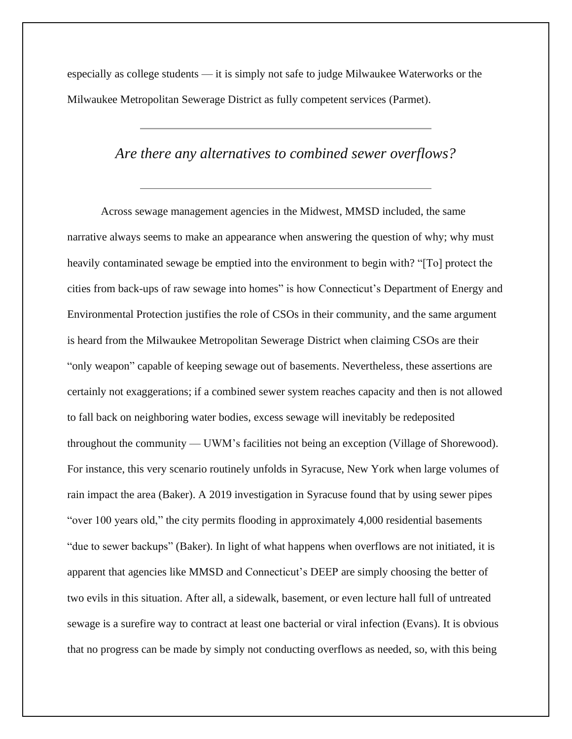especially as college students — it is simply not safe to judge Milwaukee Waterworks or the Milwaukee Metropolitan Sewerage District as fully competent services (Parmet).

---

## *Are there any alternatives to combined sewer overflows?*

---

Across sewage management agencies in the Midwest, MMSD included, the same narrative always seems to make an appearance when answering the question of why; why must heavily contaminated sewage be emptied into the environment to begin with? "[To] protect the cities from back-ups of raw sewage into homes" is how Connecticut's Department of Energy and Environmental Protection justifies the role of CSOs in their community, and the same argument is heard from the Milwaukee Metropolitan Sewerage District when claiming CSOs are their "only weapon" capable of keeping sewage out of basements. Nevertheless, these assertions are certainly not exaggerations; if a combined sewer system reaches capacity and then is not allowed to fall back on neighboring water bodies, excess sewage will inevitably be redeposited throughout the community — UWM's facilities not being an exception (Village of Shorewood). For instance, this very scenario routinely unfolds in Syracuse, New York when large volumes of rain impact the area (Baker). A 2019 investigation in Syracuse found that by using sewer pipes "over 100 years old," the city permits flooding in approximately 4,000 residential basements "due to sewer backups" (Baker). In light of what happens when overflows are not initiated, it is apparent that agencies like MMSD and Connecticut's DEEP are simply choosing the better of two evils in this situation. After all, a sidewalk, basement, or even lecture hall full of untreated sewage is a surefire way to contract at least one bacterial or viral infection (Evans). It is obvious that no progress can be made by simply not conducting overflows as needed, so, with this being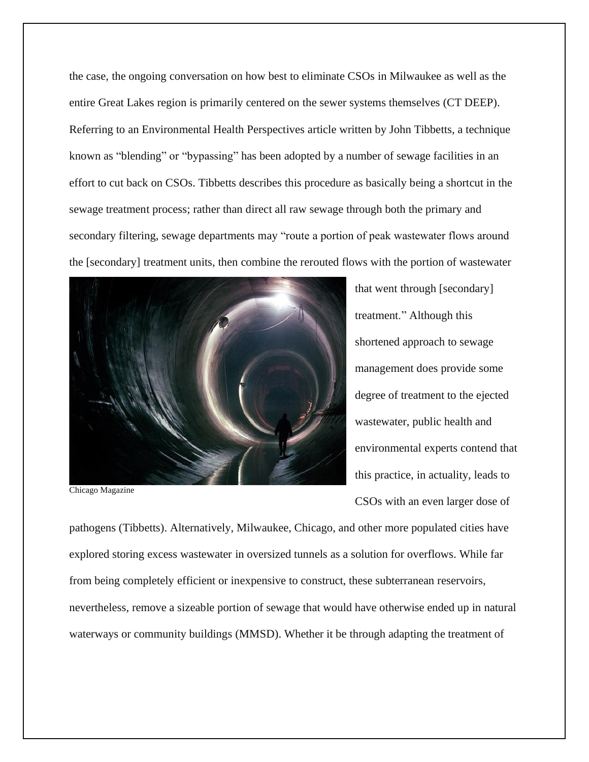the case, the ongoing conversation on how best to eliminate CSOs in Milwaukee as well as the entire Great Lakes region is primarily centered on the sewer systems themselves (CT DEEP). Referring to an Environmental Health Perspectives article written by John Tibbetts, a technique known as "blending" or "bypassing" has been adopted by a number of sewage facilities in an effort to cut back on CSOs. Tibbetts describes this procedure as basically being a shortcut in the sewage treatment process; rather than direct all raw sewage through both the primary and secondary filtering, sewage departments may "route a portion of peak wastewater flows around the [secondary] treatment units, then combine the rerouted flows with the portion of wastewater that went through [secondary] treatment." Although this shortened approach to sewage management does provide some degree of treatment to the ejected wastewater, public health and environmental experts contend that this practice, in actuality, leads to CSOs with an even larger dose of pathogens (Tibbetts). Alternatively, Milwaukee, Chicago, and other more populated cities have explored storing excess wastewater in oversized tunnels as a solution for overflows. While far from being completely efficient or inexpensive to construct, these subterranean reservoirs, nevertheless, remove a sizeable portion of sewage that would have otherwise ended up in natural waterways or community buildings (MMSD). Whether it be through adapting the treatment of

Chicago Magazine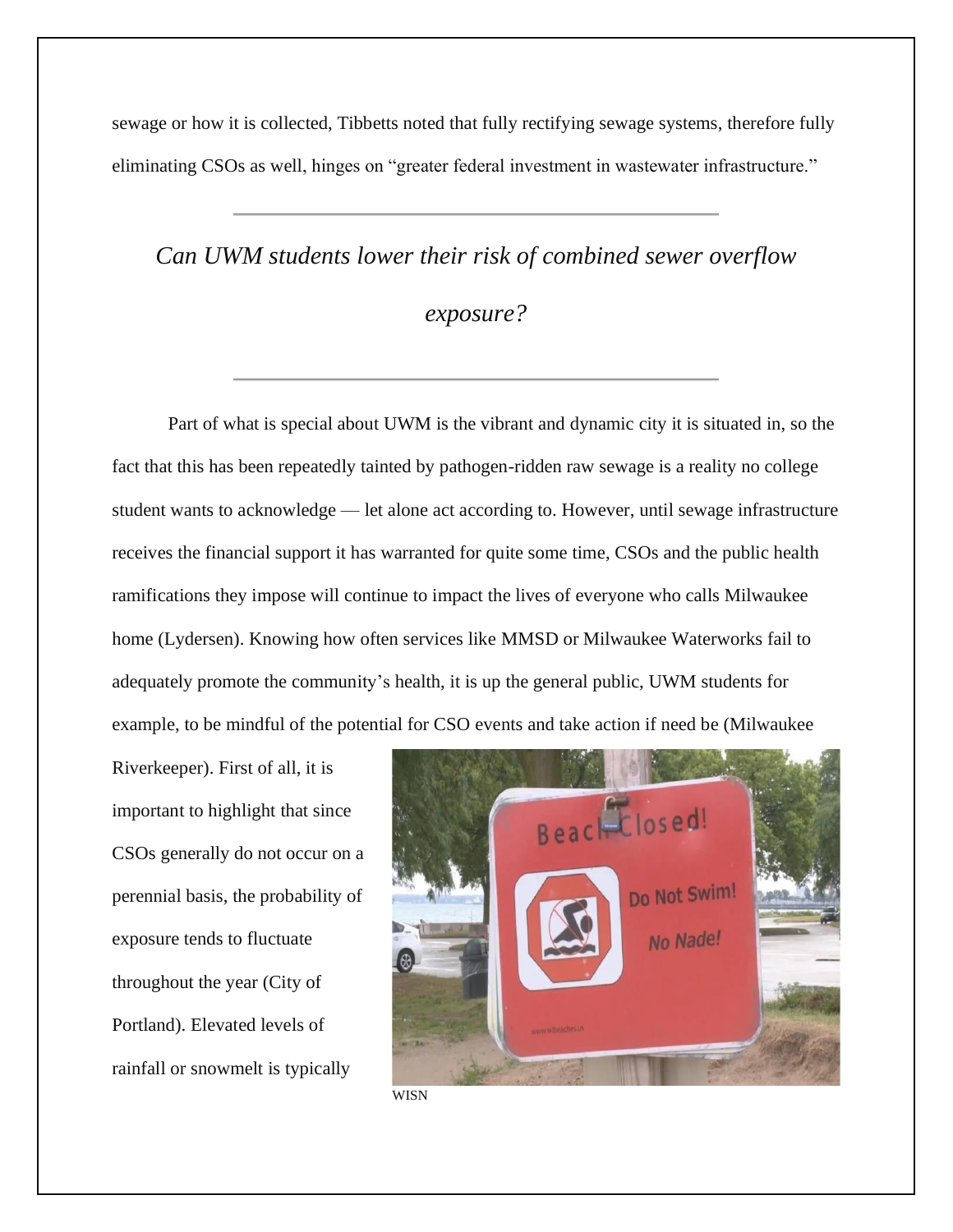sewage or how it is collected, Tibbetts noted that fully rectifying sewage systems, therefore fully eliminating CSOs as well, hinges on "greater federal investment in wastewater infrastructure."

---

## *Can UWM students lower their risk of combined sewer overflow exposure?*

---

Part of what is special about UWM is the vibrant and dynamic city it is situated in, so the fact that this has been repeatedly tainted by pathogen-ridden raw sewage is a reality no college student wants to acknowledge — let alone act according to. However, until sewage infrastructure receives the financial support it has warranted for quite some time, CSOs and the public health ramifications they impose will continue to impact the lives of everyone who calls Milwaukee home (Lydersen). Knowing how often services like MMSD or Milwaukee Waterworks fail to adequately promote the community's health, it is up the general public, UWM students for example, to be mindful of the potential for CSO events and take action if need be (Milwaukee Riverkeeper). First of all, it is important to highlight that since CSOs generally do not occur on a perennial basis, the probability of exposure tends to fluctuate throughout the year (City of Portland). Elevated levels of rainfall or snowmelt is typically

WISN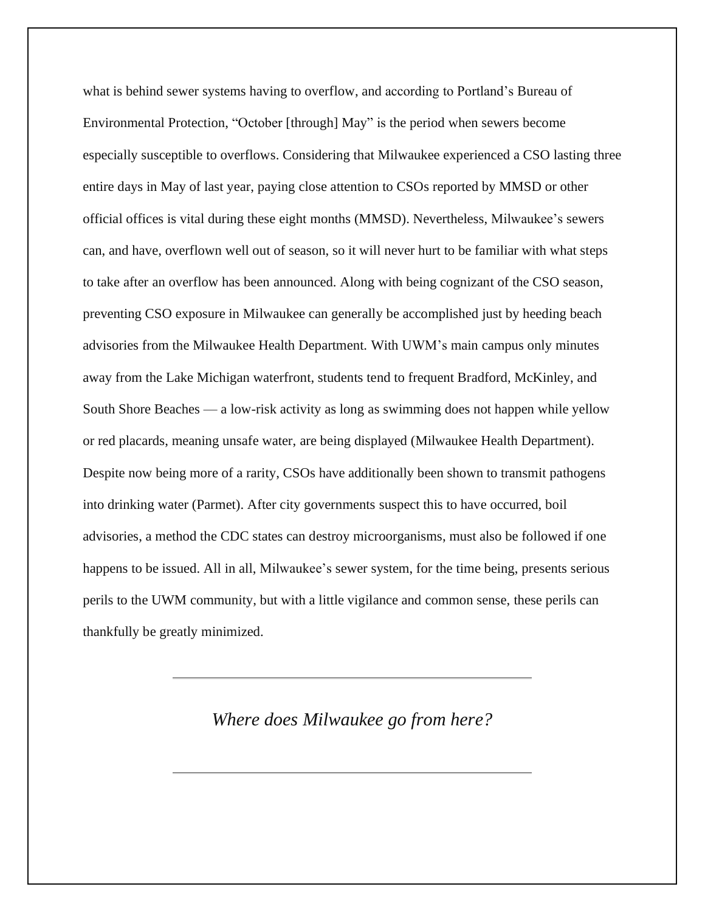what is behind sewer systems having to overflow, and according to Portland's Bureau of Environmental Protection, "October [through] May" is the period when sewers become especially susceptible to overflows. Considering that Milwaukee experienced a CSO lasting three entire days in May of last year, paying close attention to CSOs reported by MMSD or other official offices is vital during these eight months (MMSD). Nevertheless, Milwaukee's sewers can, and have, overflown well out of season, so it will never hurt to be familiar with what steps to take after an overflow has been announced. Along with being cognizant of the CSO season, preventing CSO exposure in Milwaukee can generally be accomplished just by heeding beach advisories from the Milwaukee Health Department. With UWM's main campus only minutes away from the Lake Michigan waterfront, students tend to frequent Bradford, McKinley, and South Shore Beaches — a low-risk activity as long as swimming does not happen while yellow or red placards, meaning unsafe water, are being displayed (Milwaukee Health Department). Despite now being more of a rarity, CSOs have additionally been shown to transmit pathogens into drinking water (Parmet). After city governments suspect this to have occurred, boil advisories, a method the CDC states can destroy microorganisms, must also be followed if one happens to be issued. All in all, Milwaukee's sewer system, for the time being, presents serious perils to the UWM community, but with a little vigilance and common sense, these perils can thankfully be greatly minimized.

---

## *Where does Milwaukee go from here?*

---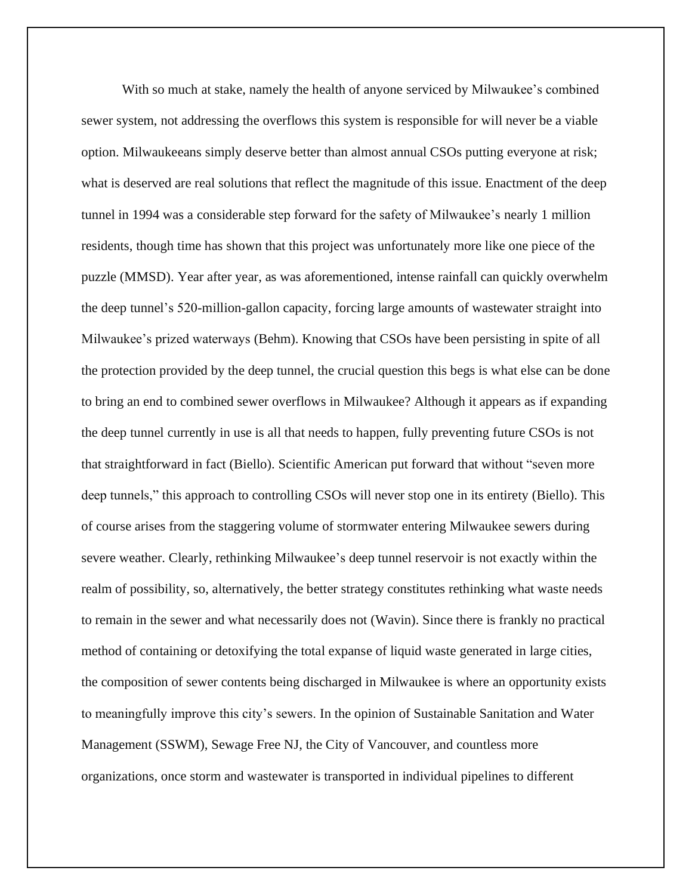With so much at stake, namely the health of anyone serviced by Milwaukee's combined sewer system, not addressing the overflows this system is responsible for will never be a viable option. Milwaukeeans simply deserve better than almost annual CSOs putting everyone at risk; what is deserved are real solutions that reflect the magnitude of this issue. Enactment of the deep tunnel in 1994 was a considerable step forward for the safety of Milwaukee's nearly 1 million residents, though time has shown that this project was unfortunately more like one piece of the puzzle (MMSD). Year after year, as was aforementioned, intense rainfall can quickly overwhelm the deep tunnel's 520-million-gallon capacity, forcing large amounts of wastewater straight into Milwaukee's prized waterways (Behm). Knowing that CSOs have been persisting in spite of all the protection provided by the deep tunnel, the crucial question this begs is what else can be done to bring an end to combined sewer overflows in Milwaukee? Although it appears as if expanding the deep tunnel currently in use is all that needs to happen, fully preventing future CSOs is not that straightforward in fact (Biello). Scientific American put forward that without "seven more deep tunnels," this approach to controlling CSOs will never stop one in its entirety (Biello). This of course arises from the staggering volume of stormwater entering Milwaukee sewers during severe weather. Clearly, rethinking Milwaukee's deep tunnel reservoir is not exactly within the realm of possibility, so, alternatively, the better strategy constitutes rethinking what waste needs to remain in the sewer and what necessarily does not (Wavin). Since there is frankly no practical method of containing or detoxifying the total expanse of liquid waste generated in large cities, the composition of sewer contents being discharged in Milwaukee is where an opportunity exists to meaningfully improve this city's sewers. In the opinion of Sustainable Sanitation and Water Management (SSWM), Sewage Free NJ, the City of Vancouver, and countless more organizations, once storm and wastewater is transported in individual pipelines to different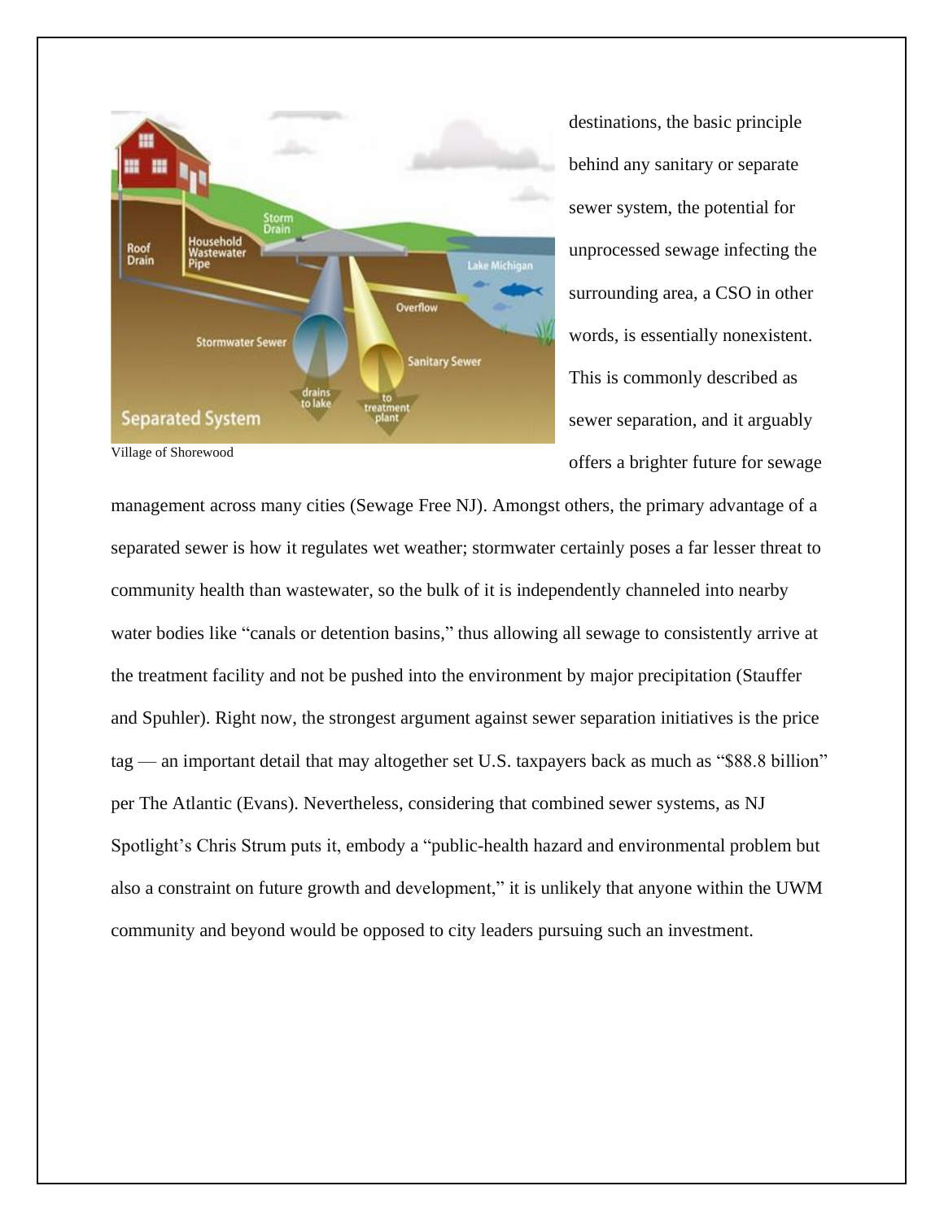Village of Shorewood

destinations, the basic principle behind any sanitary or separate sewer system, the potential for unprocessed sewage infecting the surrounding area, a CSO in other words, is essentially nonexistent. This is commonly described as sewer separation, and it arguably offers a brighter future for sewage management across many cities (Sewage Free NJ). Amongst others, the primary advantage of a separated sewer is how it regulates wet weather; stormwater certainly poses a far lesser threat to community health than wastewater, so the bulk of it is independently channeled into nearby water bodies like "canals or detention basins," thus allowing all sewage to consistently arrive at the treatment facility and not be pushed into the environment by major precipitation (Stauffer and Spuhler). Right now, the strongest argument against sewer separation initiatives is the price tag — an important detail that may altogether set U.S. taxpayers back as much as "$88.8 billion" per The Atlantic (Evans). Nevertheless, considering that combined sewer systems, as NJ Spotlight's Chris Strum puts it, embody a "public-health hazard and environmental problem but also a constraint on future growth and development," it is unlikely that anyone within the UWM community and beyond would be opposed to city leaders pursuing such an investment.